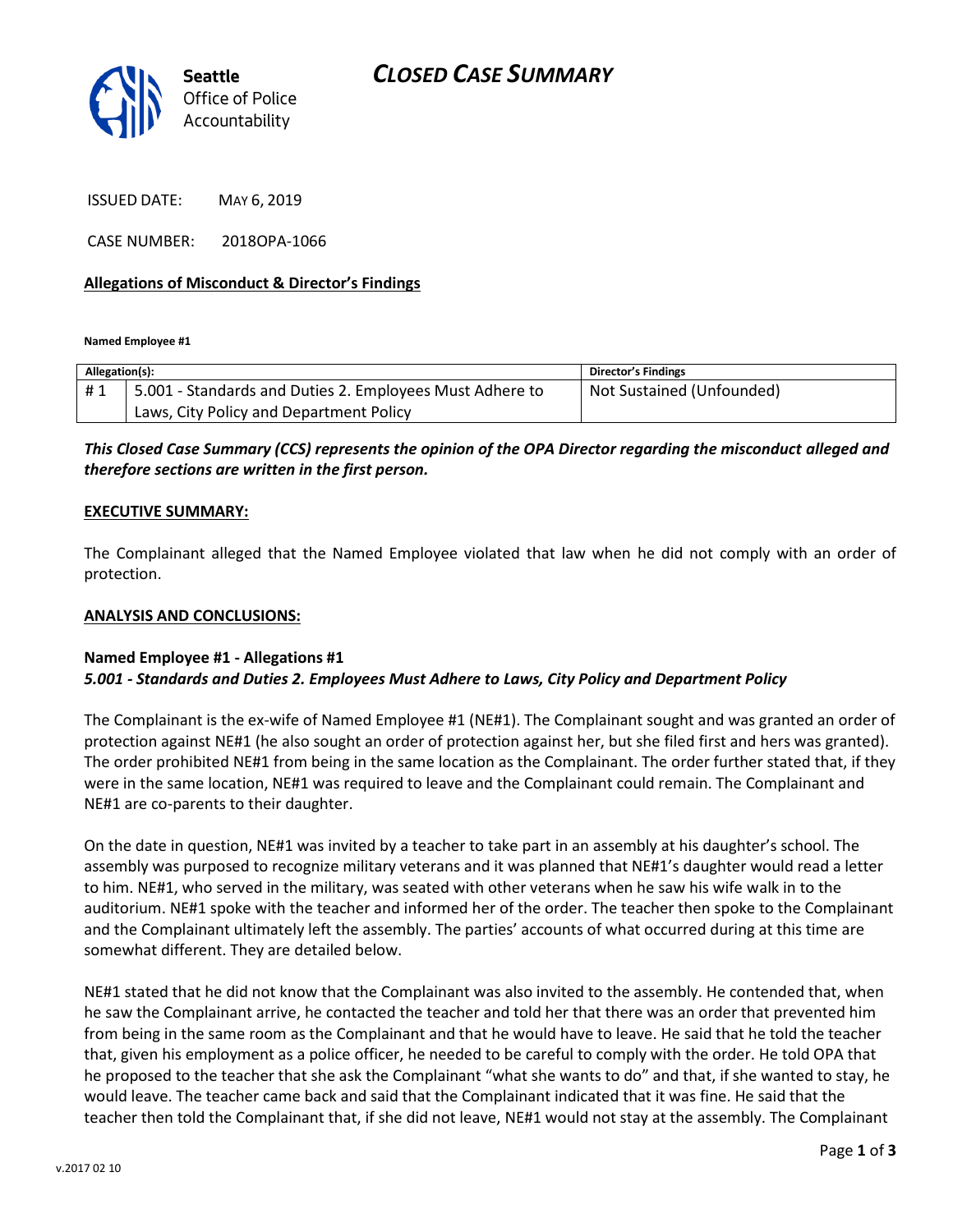# CLOSED CASE SUMMARY

Seattle Office of Police Accountability

ISSUED DATE: MAY 6, 2019

CASE NUMBER: 2018OPA-1066

**Allegations of Misconduct & Director's Findings**

**Named Employee #1**

| Allegation(s): | | Director's Findings |
|---|---|---|
| # 1 | 5.001 - Standards and Duties 2. Employees Must Adhere to Laws, City Policy and Department Policy | Not Sustained (Unfounded) |

***This Closed Case Summary (CCS) represents the opinion of the OPA Director regarding the misconduct alleged and therefore sections are written in the first person.***

**EXECUTIVE SUMMARY:**

The Complainant alleged that the Named Employee violated that law when he did not comply with an order of protection.

**ANALYSIS AND CONCLUSIONS:**

**Named Employee #1 - Allegations #1**
***5.001 - Standards and Duties 2. Employees Must Adhere to Laws, City Policy and Department Policy***

The Complainant is the ex-wife of Named Employee #1 (NE#1). The Complainant sought and was granted an order of protection against NE#1 (he also sought an order of protection against her, but she filed first and hers was granted). The order prohibited NE#1 from being in the same location as the Complainant. The order further stated that, if they were in the same location, NE#1 was required to leave and the Complainant could remain. The Complainant and NE#1 are co-parents to their daughter.

On the date in question, NE#1 was invited by a teacher to take part in an assembly at his daughter's school. The assembly was purposed to recognize military veterans and it was planned that NE#1's daughter would read a letter to him. NE#1, who served in the military, was seated with other veterans when he saw his wife walk in to the auditorium. NE#1 spoke with the teacher and informed her of the order. The teacher then spoke to the Complainant and the Complainant ultimately left the assembly. The parties' accounts of what occurred during at this time are somewhat different. They are detailed below.

NE#1 stated that he did not know that the Complainant was also invited to the assembly. He contended that, when he saw the Complainant arrive, he contacted the teacher and told her that there was an order that prevented him from being in the same room as the Complainant and that he would have to leave. He said that he told the teacher that, given his employment as a police officer, he needed to be careful to comply with the order. He told OPA that he proposed to the teacher that she ask the Complainant "what she wants to do" and that, if she wanted to stay, he would leave. The teacher came back and said that the Complainant indicated that it was fine. He said that the teacher then told the Complainant that, if she did not leave, NE#1 would not stay at the assembly. The Complainant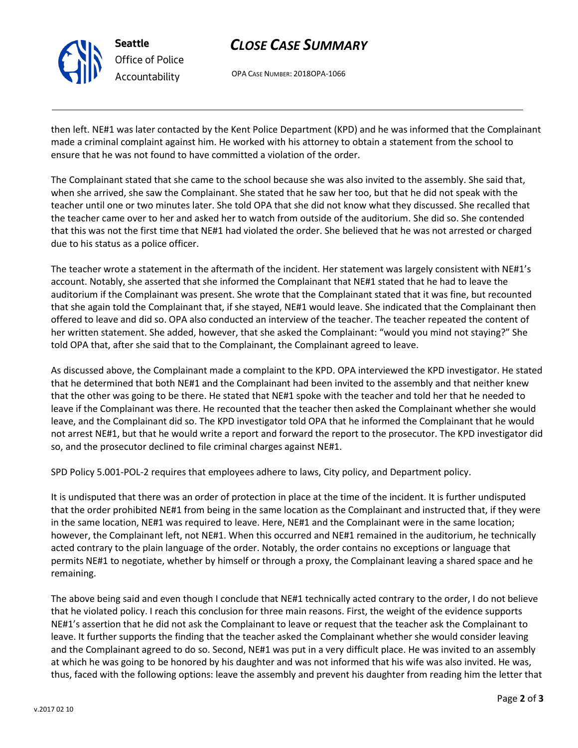then left. NE#1 was later contacted by the Kent Police Department (KPD) and he was informed that the Complainant made a criminal complaint against him. He worked with his attorney to obtain a statement from the school to ensure that he was not found to have committed a violation of the order.

The Complainant stated that she came to the school because she was also invited to the assembly. She said that, when she arrived, she saw the Complainant. She stated that he saw her too, but that he did not speak with the teacher until one or two minutes later. She told OPA that she did not know what they discussed. She recalled that the teacher came over to her and asked her to watch from outside of the auditorium. She did so. She contended that this was not the first time that NE#1 had violated the order. She believed that he was not arrested or charged due to his status as a police officer.

The teacher wrote a statement in the aftermath of the incident. Her statement was largely consistent with NE#1's account. Notably, she asserted that she informed the Complainant that NE#1 stated that he had to leave the auditorium if the Complainant was present. She wrote that the Complainant stated that it was fine, but recounted that she again told the Complainant that, if she stayed, NE#1 would leave. She indicated that the Complainant then offered to leave and did so. OPA also conducted an interview of the teacher. The teacher repeated the content of her written statement. She added, however, that she asked the Complainant: "would you mind not staying?" She told OPA that, after she said that to the Complainant, the Complainant agreed to leave.

As discussed above, the Complainant made a complaint to the KPD. OPA interviewed the KPD investigator. He stated that he determined that both NE#1 and the Complainant had been invited to the assembly and that neither knew that the other was going to be there. He stated that NE#1 spoke with the teacher and told her that he needed to leave if the Complainant was there. He recounted that the teacher then asked the Complainant whether she would leave, and the Complainant did so. The KPD investigator told OPA that he informed the Complainant that he would not arrest NE#1, but that he would write a report and forward the report to the prosecutor. The KPD investigator did so, and the prosecutor declined to file criminal charges against NE#1.

SPD Policy 5.001-POL-2 requires that employees adhere to laws, City policy, and Department policy.

It is undisputed that there was an order of protection in place at the time of the incident. It is further undisputed that the order prohibited NE#1 from being in the same location as the Complainant and instructed that, if they were in the same location, NE#1 was required to leave. Here, NE#1 and the Complainant were in the same location; however, the Complainant left, not NE#1. When this occurred and NE#1 remained in the auditorium, he technically acted contrary to the plain language of the order. Notably, the order contains no exceptions or language that permits NE#1 to negotiate, whether by himself or through a proxy, the Complainant leaving a shared space and he remaining.

The above being said and even though I conclude that NE#1 technically acted contrary to the order, I do not believe that he violated policy. I reach this conclusion for three main reasons. First, the weight of the evidence supports NE#1's assertion that he did not ask the Complainant to leave or request that the teacher ask the Complainant to leave. It further supports the finding that the teacher asked the Complainant whether she would consider leaving and the Complainant agreed to do so. Second, NE#1 was put in a very difficult place. He was invited to an assembly at which he was going to be honored by his daughter and was not informed that his wife was also invited. He was, thus, faced with the following options: leave the assembly and prevent his daughter from reading him the letter that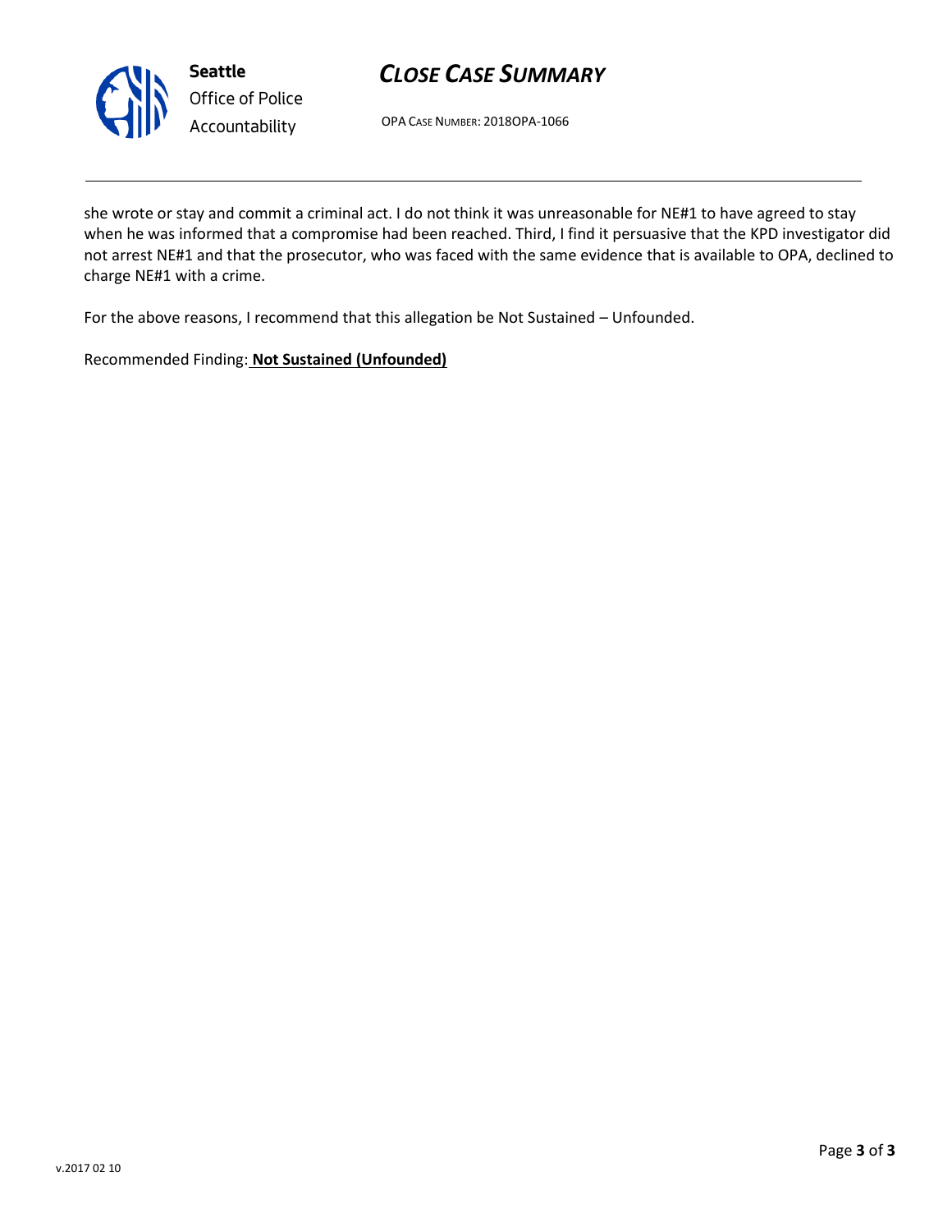she wrote or stay and commit a criminal act. I do not think it was unreasonable for NE#1 to have agreed to stay when he was informed that a compromise had been reached. Third, I find it persuasive that the KPD investigator did not arrest NE#1 and that the prosecutor, who was faced with the same evidence that is available to OPA, declined to charge NE#1 with a crime.

For the above reasons, I recommend that this allegation be Not Sustained – Unfounded.

Recommended Finding: **Not Sustained (Unfounded)**